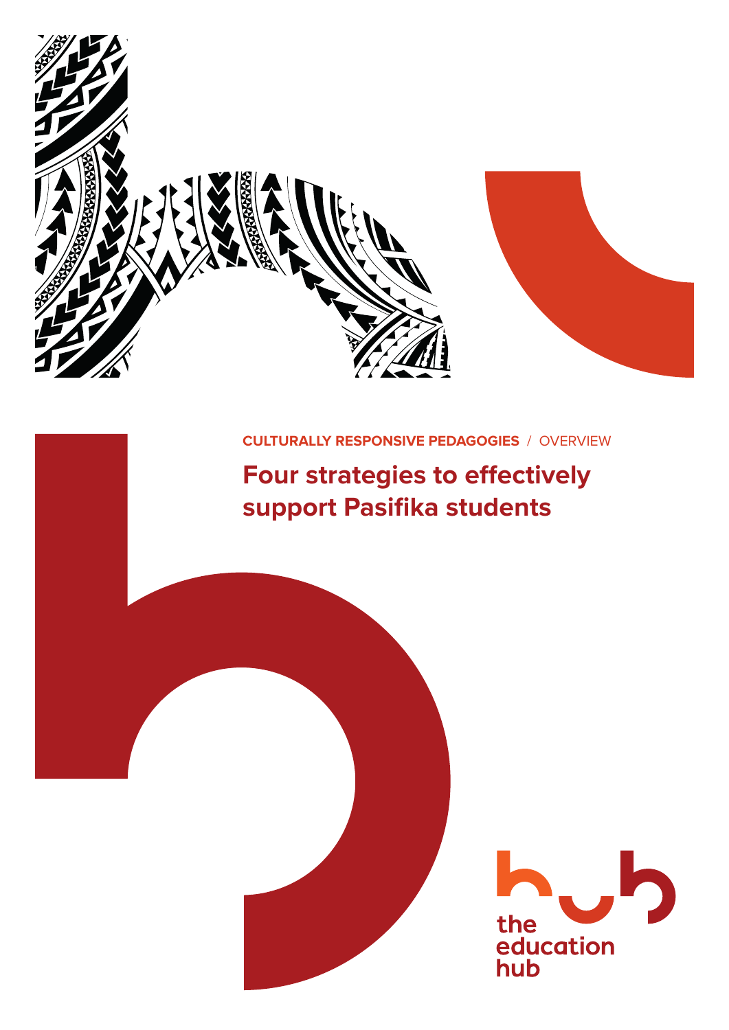CULTURALLY RESPONSIVE PEDAGOGIES / OVERVIEW

# Four strategies to effectively support Pasifika students

the education hub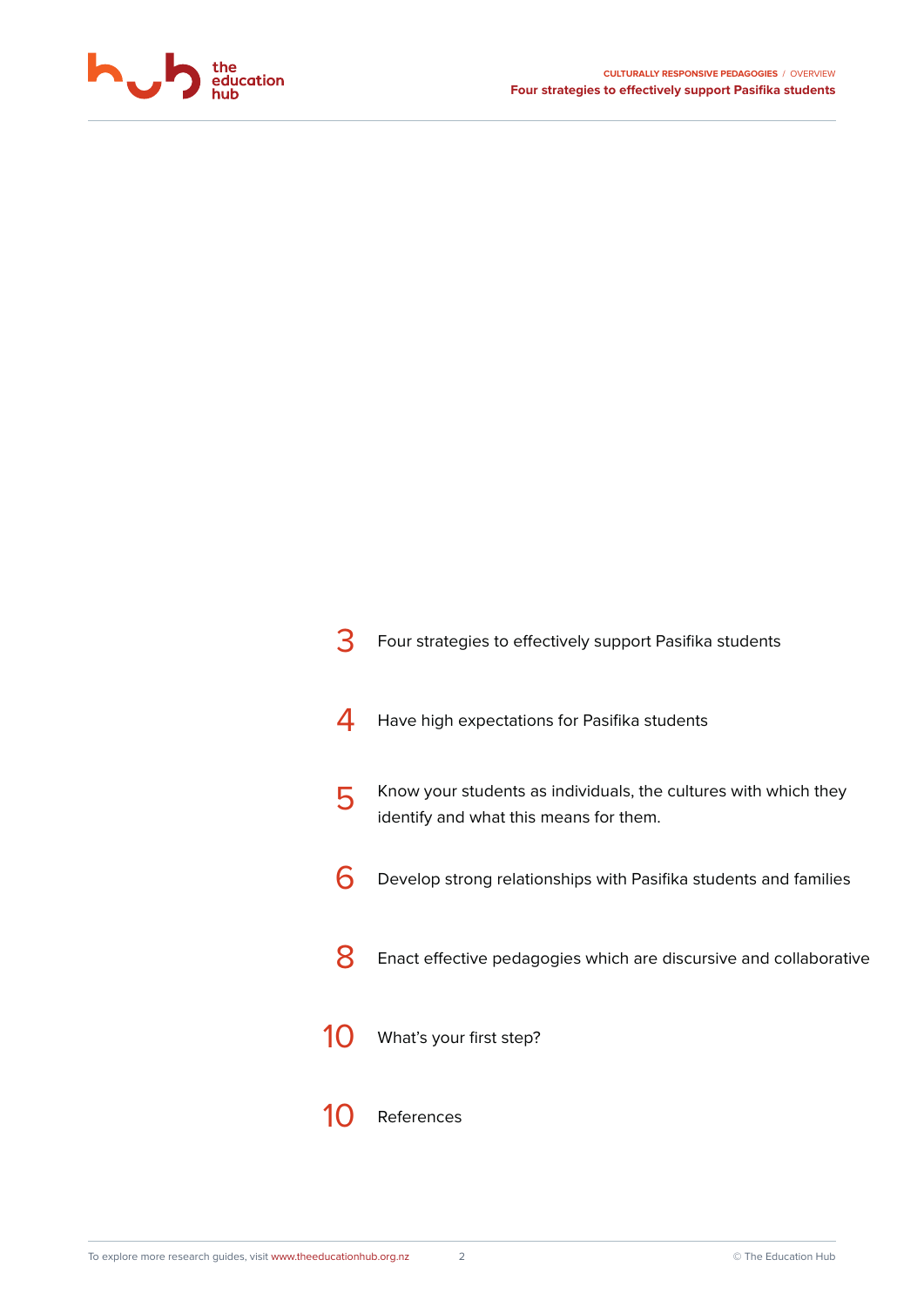| | |
|---|---|
| 3 | Four strategies to effectively support Pasifika students |
| 4 | Have high expectations for Pasifika students |
| 5 | Know your students as individuals, the cultures with which they identify and what this means for them. |
| 6 | Develop strong relationships with Pasifika students and families |
| 8 | Enact effective pedagogies which are discursive and collaborative |
| 10 | What's your first step? |
| 10 | References |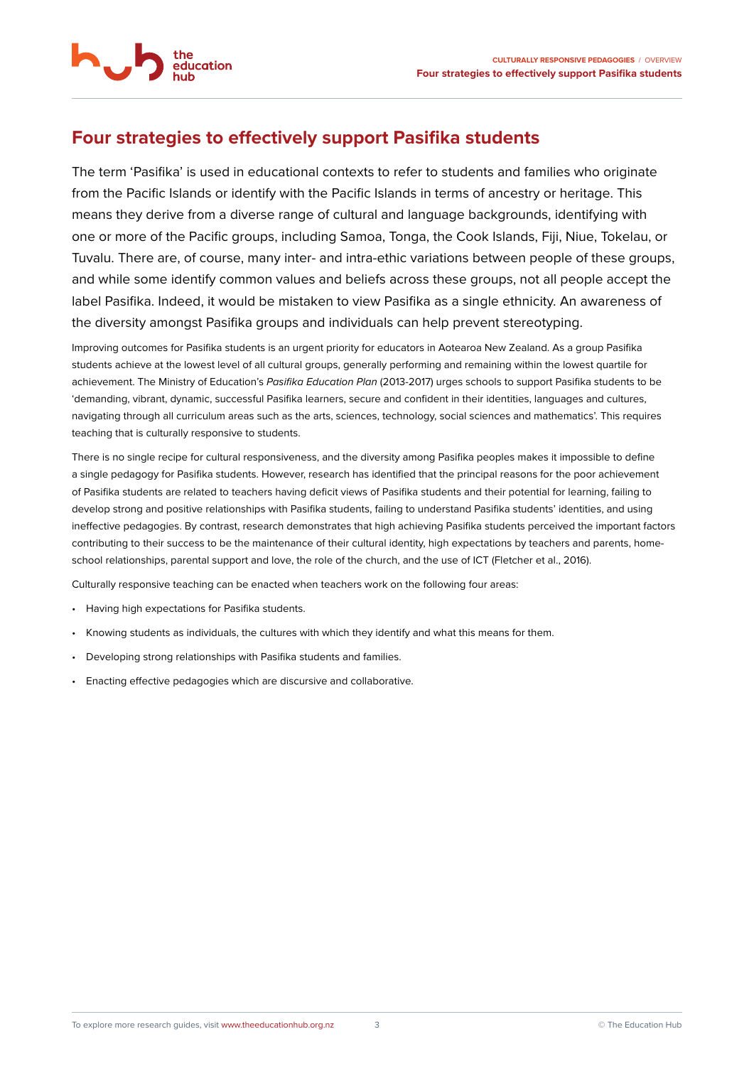## Four strategies to effectively support Pasifika students

The term 'Pasifika' is used in educational contexts to refer to students and families who originate from the Pacific Islands or identify with the Pacific Islands in terms of ancestry or heritage. This means they derive from a diverse range of cultural and language backgrounds, identifying with one or more of the Pacific groups, including Samoa, Tonga, the Cook Islands, Fiji, Niue, Tokelau, or Tuvalu. There are, of course, many inter- and intra-ethic variations between people of these groups, and while some identify common values and beliefs across these groups, not all people accept the label Pasifika. Indeed, it would be mistaken to view Pasifika as a single ethnicity. An awareness of the diversity amongst Pasifika groups and individuals can help prevent stereotyping.

Improving outcomes for Pasifika students is an urgent priority for educators in Aotearoa New Zealand. As a group Pasifika students achieve at the lowest level of all cultural groups, generally performing and remaining within the lowest quartile for achievement. The Ministry of Education's *Pasifika Education Plan* (2013-2017) urges schools to support Pasifika students to be 'demanding, vibrant, dynamic, successful Pasifika learners, secure and confident in their identities, languages and cultures, navigating through all curriculum areas such as the arts, sciences, technology, social sciences and mathematics'. This requires teaching that is culturally responsive to students.

There is no single recipe for cultural responsiveness, and the diversity among Pasifika peoples makes it impossible to define a single pedagogy for Pasifika students. However, research has identified that the principal reasons for the poor achievement of Pasifika students are related to teachers having deficit views of Pasifika students and their potential for learning, failing to develop strong and positive relationships with Pasifika students, failing to understand Pasifika students' identities, and using ineffective pedagogies. By contrast, research demonstrates that high achieving Pasifika students perceived the important factors contributing to their success to be the maintenance of their cultural identity, high expectations by teachers and parents, home-school relationships, parental support and love, the role of the church, and the use of ICT (Fletcher et al., 2016).

Culturally responsive teaching can be enacted when teachers work on the following four areas:

- Having high expectations for Pasifika students.
- Knowing students as individuals, the cultures with which they identify and what this means for them.
- Developing strong relationships with Pasifika students and families.
- Enacting effective pedagogies which are discursive and collaborative.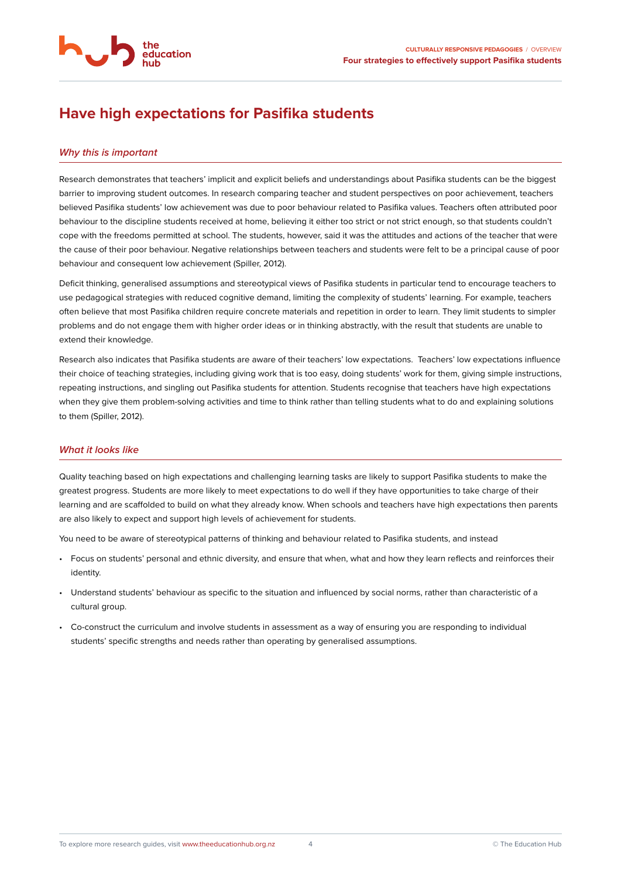## Have high expectations for Pasifika students

### *Why this is important*

Research demonstrates that teachers' implicit and explicit beliefs and understandings about Pasifika students can be the biggest barrier to improving student outcomes. In research comparing teacher and student perspectives on poor achievement, teachers believed Pasifika students' low achievement was due to poor behaviour related to Pasifika values. Teachers often attributed poor behaviour to the discipline students received at home, believing it either too strict or not strict enough, so that students couldn't cope with the freedoms permitted at school. The students, however, said it was the attitudes and actions of the teacher that were the cause of their poor behaviour. Negative relationships between teachers and students were felt to be a principal cause of poor behaviour and consequent low achievement (Spiller, 2012).

Deficit thinking, generalised assumptions and stereotypical views of Pasifika students in particular tend to encourage teachers to use pedagogical strategies with reduced cognitive demand, limiting the complexity of students' learning. For example, teachers often believe that most Pasifika children require concrete materials and repetition in order to learn. They limit students to simpler problems and do not engage them with higher order ideas or in thinking abstractly, with the result that students are unable to extend their knowledge.

Research also indicates that Pasifika students are aware of their teachers' low expectations. Teachers' low expectations influence their choice of teaching strategies, including giving work that is too easy, doing students' work for them, giving simple instructions, repeating instructions, and singling out Pasifika students for attention. Students recognise that teachers have high expectations when they give them problem-solving activities and time to think rather than telling students what to do and explaining solutions to them (Spiller, 2012).

### *What it looks like*

Quality teaching based on high expectations and challenging learning tasks are likely to support Pasifika students to make the greatest progress. Students are more likely to meet expectations to do well if they have opportunities to take charge of their learning and are scaffolded to build on what they already know. When schools and teachers have high expectations then parents are also likely to expect and support high levels of achievement for students.

You need to be aware of stereotypical patterns of thinking and behaviour related to Pasifika students, and instead

- Focus on students' personal and ethnic diversity, and ensure that when, what and how they learn reflects and reinforces their identity.
- Understand students' behaviour as specific to the situation and influenced by social norms, rather than characteristic of a cultural group.
- Co-construct the curriculum and involve students in assessment as a way of ensuring you are responding to individual students' specific strengths and needs rather than operating by generalised assumptions.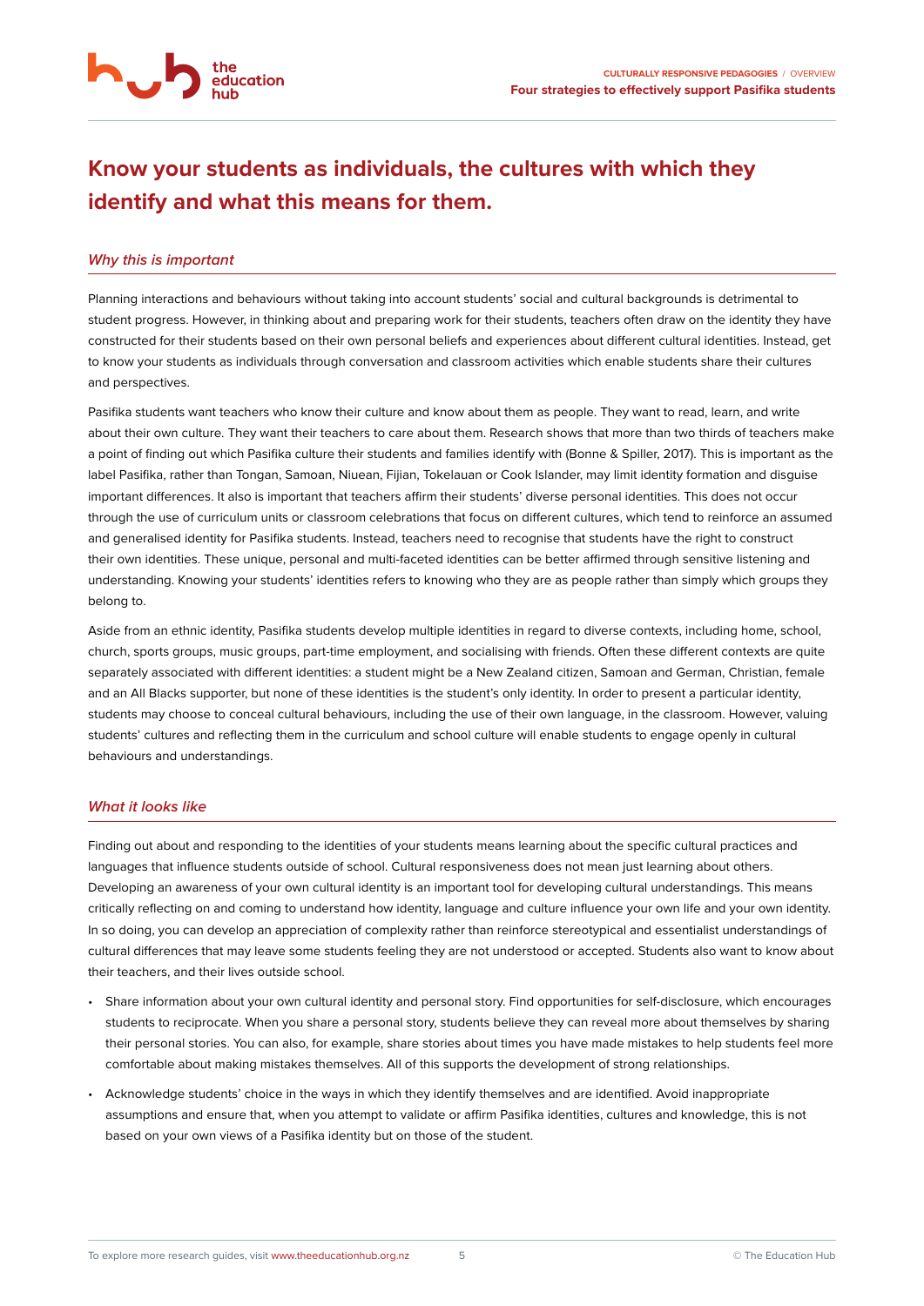## Know your students as individuals, the cultures with which they identify and what this means for them.

### *Why this is important*

Planning interactions and behaviours without taking into account students' social and cultural backgrounds is detrimental to student progress. However, in thinking about and preparing work for their students, teachers often draw on the identity they have constructed for their students based on their own personal beliefs and experiences about different cultural identities. Instead, get to know your students as individuals through conversation and classroom activities which enable students share their cultures and perspectives.

Pasifika students want teachers who know their culture and know about them as people. They want to read, learn, and write about their own culture. They want their teachers to care about them. Research shows that more than two thirds of teachers make a point of finding out which Pasifika culture their students and families identify with (Bonne & Spiller, 2017). This is important as the label Pasifika, rather than Tongan, Samoan, Niuean, Fijian, Tokelauan or Cook Islander, may limit identity formation and disguise important differences. It also is important that teachers affirm their students' diverse personal identities. This does not occur through the use of curriculum units or classroom celebrations that focus on different cultures, which tend to reinforce an assumed and generalised identity for Pasifika students. Instead, teachers need to recognise that students have the right to construct their own identities. These unique, personal and multi-faceted identities can be better affirmed through sensitive listening and understanding. Knowing your students' identities refers to knowing who they are as people rather than simply which groups they belong to.

Aside from an ethnic identity, Pasifika students develop multiple identities in regard to diverse contexts, including home, school, church, sports groups, music groups, part-time employment, and socialising with friends. Often these different contexts are quite separately associated with different identities: a student might be a New Zealand citizen, Samoan and German, Christian, female and an All Blacks supporter, but none of these identities is the student's only identity. In order to present a particular identity, students may choose to conceal cultural behaviours, including the use of their own language, in the classroom. However, valuing students' cultures and reflecting them in the curriculum and school culture will enable students to engage openly in cultural behaviours and understandings.

### *What it looks like*

Finding out about and responding to the identities of your students means learning about the specific cultural practices and languages that influence students outside of school. Cultural responsiveness does not mean just learning about others. Developing an awareness of your own cultural identity is an important tool for developing cultural understandings. This means critically reflecting on and coming to understand how identity, language and culture influence your own life and your own identity. In so doing, you can develop an appreciation of complexity rather than reinforce stereotypical and essentialist understandings of cultural differences that may leave some students feeling they are not understood or accepted. Students also want to know about their teachers, and their lives outside school.

- Share information about your own cultural identity and personal story. Find opportunities for self-disclosure, which encourages students to reciprocate. When you share a personal story, students believe they can reveal more about themselves by sharing their personal stories. You can also, for example, share stories about times you have made mistakes to help students feel more comfortable about making mistakes themselves. All of this supports the development of strong relationships.
- Acknowledge students' choice in the ways in which they identify themselves and are identified. Avoid inappropriate assumptions and ensure that, when you attempt to validate or affirm Pasifika identities, cultures and knowledge, this is not based on your own views of a Pasifika identity but on those of the student.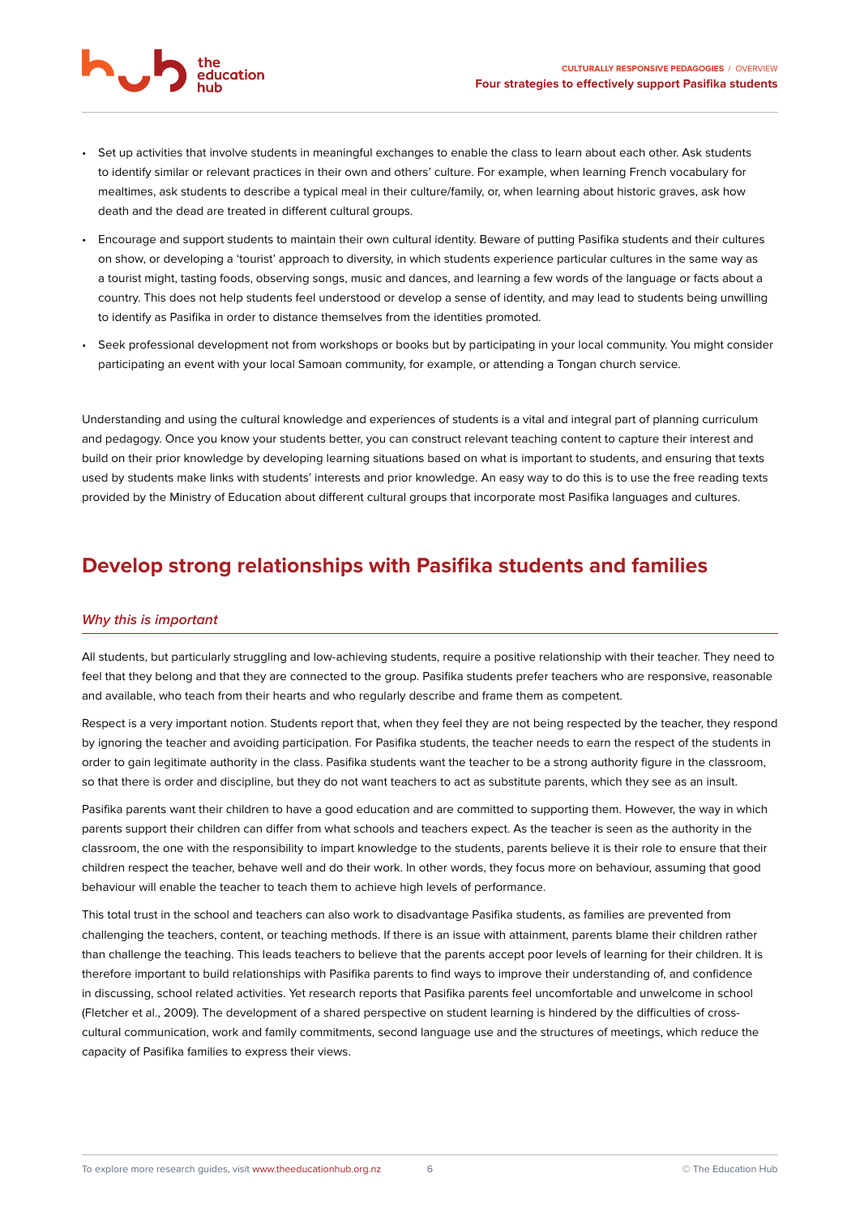- Set up activities that involve students in meaningful exchanges to enable the class to learn about each other. Ask students to identify similar or relevant practices in their own and others' culture. For example, when learning French vocabulary for mealtimes, ask students to describe a typical meal in their culture/family, or, when learning about historic graves, ask how death and the dead are treated in different cultural groups.
- Encourage and support students to maintain their own cultural identity. Beware of putting Pasifika students and their cultures on show, or developing a 'tourist' approach to diversity, in which students experience particular cultures in the same way as a tourist might, tasting foods, observing songs, music and dances, and learning a few words of the language or facts about a country. This does not help students feel understood or develop a sense of identity, and may lead to students being unwilling to identify as Pasifika in order to distance themselves from the identities promoted.
- Seek professional development not from workshops or books but by participating in your local community. You might consider participating an event with your local Samoan community, for example, or attending a Tongan church service.

Understanding and using the cultural knowledge and experiences of students is a vital and integral part of planning curriculum and pedagogy. Once you know your students better, you can construct relevant teaching content to capture their interest and build on their prior knowledge by developing learning situations based on what is important to students, and ensuring that texts used by students make links with students' interests and prior knowledge. An easy way to do this is to use the free reading texts provided by the Ministry of Education about different cultural groups that incorporate most Pasifika languages and cultures.

## Develop strong relationships with Pasifika students and families

### *Why this is important*

All students, but particularly struggling and low-achieving students, require a positive relationship with their teacher. They need to feel that they belong and that they are connected to the group. Pasifika students prefer teachers who are responsive, reasonable and available, who teach from their hearts and who regularly describe and frame them as competent.

Respect is a very important notion. Students report that, when they feel they are not being respected by the teacher, they respond by ignoring the teacher and avoiding participation. For Pasifika students, the teacher needs to earn the respect of the students in order to gain legitimate authority in the class. Pasifika students want the teacher to be a strong authority figure in the classroom, so that there is order and discipline, but they do not want teachers to act as substitute parents, which they see as an insult.

Pasifika parents want their children to have a good education and are committed to supporting them. However, the way in which parents support their children can differ from what schools and teachers expect. As the teacher is seen as the authority in the classroom, the one with the responsibility to impart knowledge to the students, parents believe it is their role to ensure that their children respect the teacher, behave well and do their work. In other words, they focus more on behaviour, assuming that good behaviour will enable the teacher to teach them to achieve high levels of performance.

This total trust in the school and teachers can also work to disadvantage Pasifika students, as families are prevented from challenging the teachers, content, or teaching methods. If there is an issue with attainment, parents blame their children rather than challenge the teaching. This leads teachers to believe that the parents accept poor levels of learning for their children. It is therefore important to build relationships with Pasifika parents to find ways to improve their understanding of, and confidence in discussing, school related activities. Yet research reports that Pasifika parents feel uncomfortable and unwelcome in school (Fletcher et al., 2009). The development of a shared perspective on student learning is hindered by the difficulties of cross-cultural communication, work and family commitments, second language use and the structures of meetings, which reduce the capacity of Pasifika families to express their views.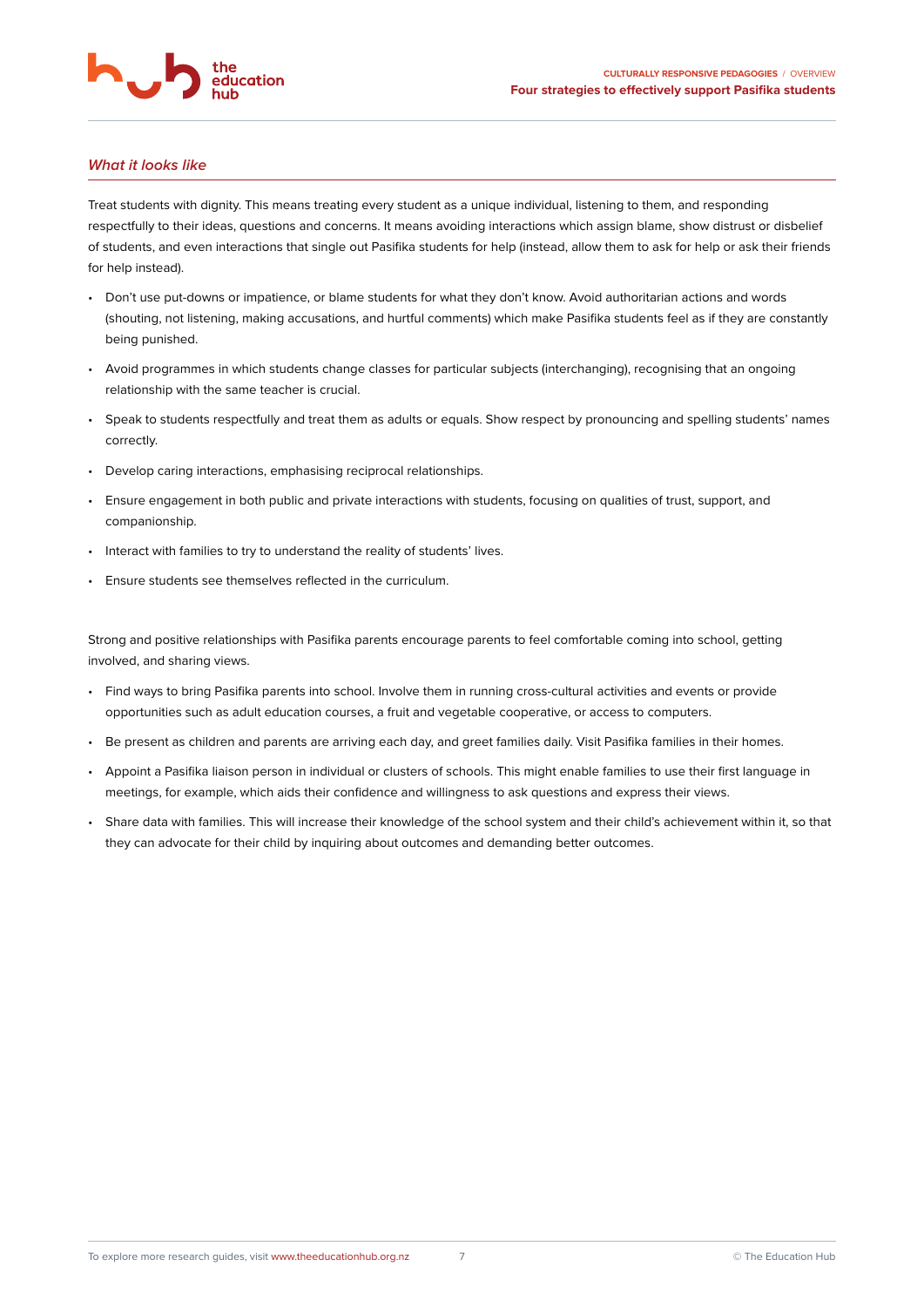### *What it looks like*

Treat students with dignity. This means treating every student as a unique individual, listening to them, and responding respectfully to their ideas, questions and concerns. It means avoiding interactions which assign blame, show distrust or disbelief of students, and even interactions that single out Pasifika students for help (instead, allow them to ask for help or ask their friends for help instead).

- Don't use put-downs or impatience, or blame students for what they don't know. Avoid authoritarian actions and words (shouting, not listening, making accusations, and hurtful comments) which make Pasifika students feel as if they are constantly being punished.
- Avoid programmes in which students change classes for particular subjects (interchanging), recognising that an ongoing relationship with the same teacher is crucial.
- Speak to students respectfully and treat them as adults or equals. Show respect by pronouncing and spelling students' names correctly.
- Develop caring interactions, emphasising reciprocal relationships.
- Ensure engagement in both public and private interactions with students, focusing on qualities of trust, support, and companionship.
- Interact with families to try to understand the reality of students' lives.
- Ensure students see themselves reflected in the curriculum.

Strong and positive relationships with Pasifika parents encourage parents to feel comfortable coming into school, getting involved, and sharing views.

- Find ways to bring Pasifika parents into school. Involve them in running cross-cultural activities and events or provide opportunities such as adult education courses, a fruit and vegetable cooperative, or access to computers.
- Be present as children and parents are arriving each day, and greet families daily. Visit Pasifika families in their homes.
- Appoint a Pasifika liaison person in individual or clusters of schools. This might enable families to use their first language in meetings, for example, which aids their confidence and willingness to ask questions and express their views.
- Share data with families. This will increase their knowledge of the school system and their child's achievement within it, so that they can advocate for their child by inquiring about outcomes and demanding better outcomes.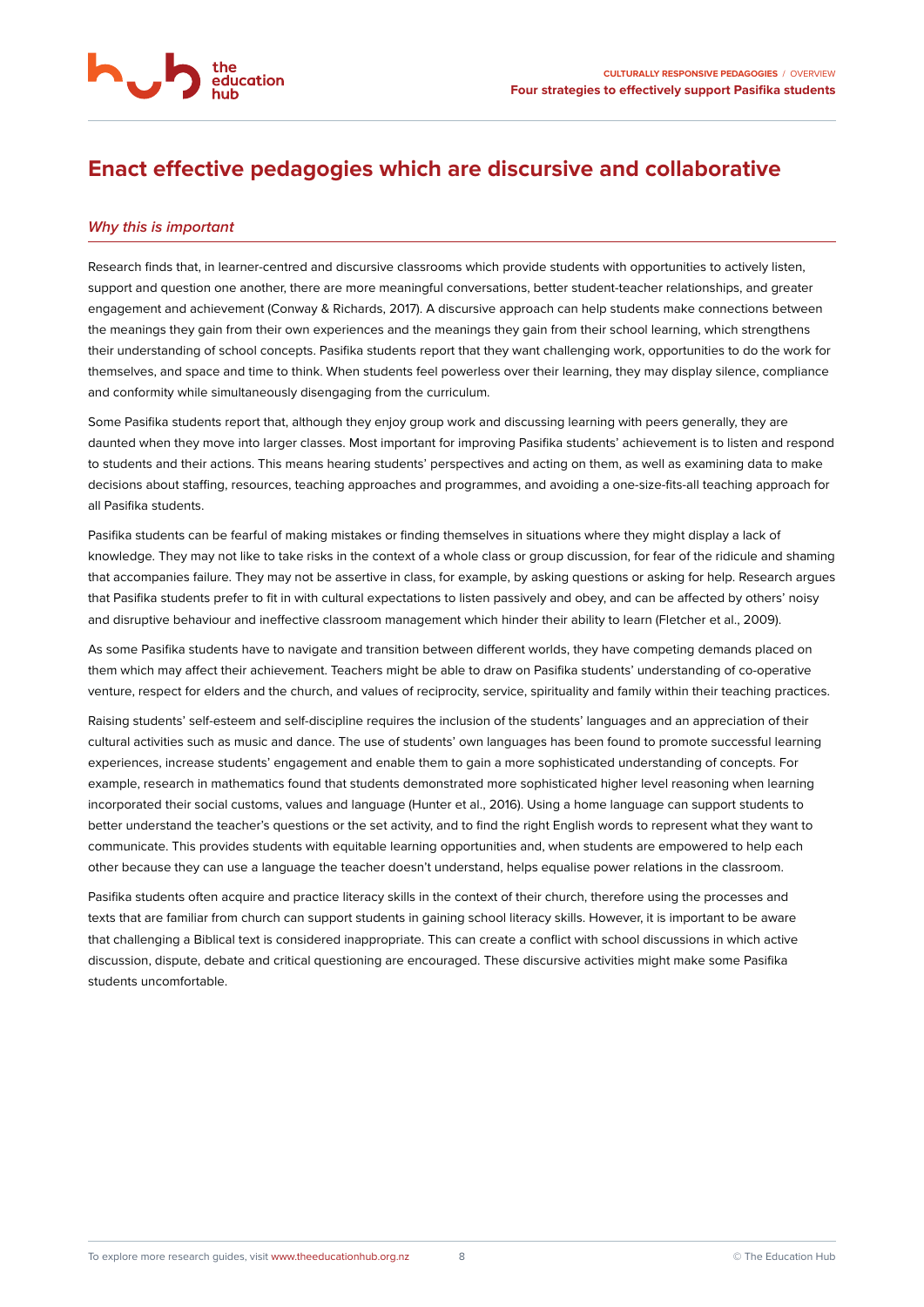## Enact effective pedagogies which are discursive and collaborative

### *Why this is important*

Research finds that, in learner-centred and discursive classrooms which provide students with opportunities to actively listen, support and question one another, there are more meaningful conversations, better student-teacher relationships, and greater engagement and achievement (Conway & Richards, 2017). A discursive approach can help students make connections between the meanings they gain from their own experiences and the meanings they gain from their school learning, which strengthens their understanding of school concepts. Pasifika students report that they want challenging work, opportunities to do the work for themselves, and space and time to think. When students feel powerless over their learning, they may display silence, compliance and conformity while simultaneously disengaging from the curriculum.

Some Pasifika students report that, although they enjoy group work and discussing learning with peers generally, they are daunted when they move into larger classes. Most important for improving Pasifika students' achievement is to listen and respond to students and their actions. This means hearing students' perspectives and acting on them, as well as examining data to make decisions about staffing, resources, teaching approaches and programmes, and avoiding a one-size-fits-all teaching approach for all Pasifika students.

Pasifika students can be fearful of making mistakes or finding themselves in situations where they might display a lack of knowledge. They may not like to take risks in the context of a whole class or group discussion, for fear of the ridicule and shaming that accompanies failure. They may not be assertive in class, for example, by asking questions or asking for help. Research argues that Pasifika students prefer to fit in with cultural expectations to listen passively and obey, and can be affected by others' noisy and disruptive behaviour and ineffective classroom management which hinder their ability to learn (Fletcher et al., 2009).

As some Pasifika students have to navigate and transition between different worlds, they have competing demands placed on them which may affect their achievement. Teachers might be able to draw on Pasifika students' understanding of co-operative venture, respect for elders and the church, and values of reciprocity, service, spirituality and family within their teaching practices.

Raising students' self-esteem and self-discipline requires the inclusion of the students' languages and an appreciation of their cultural activities such as music and dance. The use of students' own languages has been found to promote successful learning experiences, increase students' engagement and enable them to gain a more sophisticated understanding of concepts. For example, research in mathematics found that students demonstrated more sophisticated higher level reasoning when learning incorporated their social customs, values and language (Hunter et al., 2016). Using a home language can support students to better understand the teacher's questions or the set activity, and to find the right English words to represent what they want to communicate. This provides students with equitable learning opportunities and, when students are empowered to help each other because they can use a language the teacher doesn't understand, helps equalise power relations in the classroom.

Pasifika students often acquire and practice literacy skills in the context of their church, therefore using the processes and texts that are familiar from church can support students in gaining school literacy skills. However, it is important to be aware that challenging a Biblical text is considered inappropriate. This can create a conflict with school discussions in which active discussion, dispute, debate and critical questioning are encouraged. These discursive activities might make some Pasifika students uncomfortable.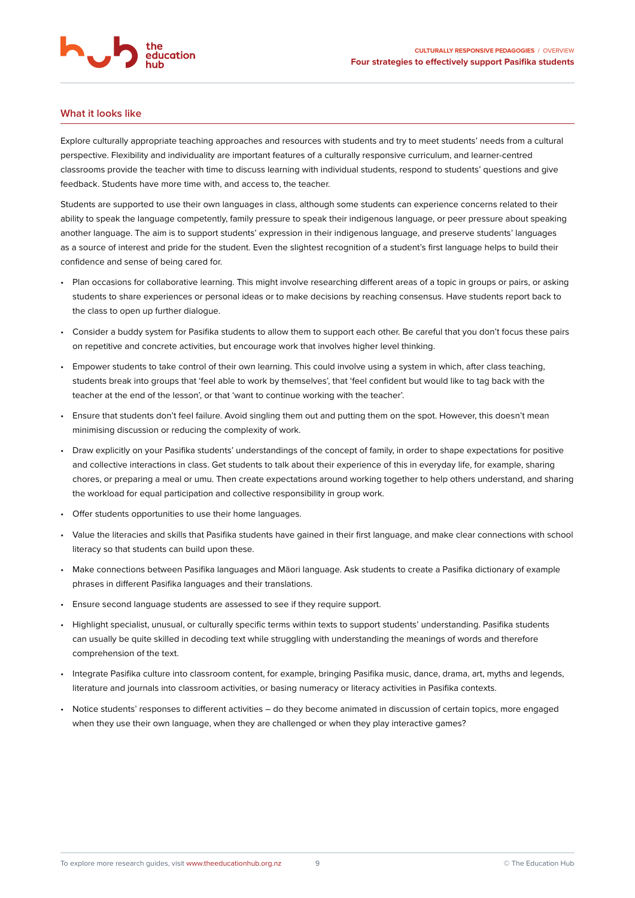## What it looks like

Explore culturally appropriate teaching approaches and resources with students and try to meet students' needs from a cultural perspective. Flexibility and individuality are important features of a culturally responsive curriculum, and learner-centred classrooms provide the teacher with time to discuss learning with individual students, respond to students' questions and give feedback. Students have more time with, and access to, the teacher.

Students are supported to use their own languages in class, although some students can experience concerns related to their ability to speak the language competently, family pressure to speak their indigenous language, or peer pressure about speaking another language. The aim is to support students' expression in their indigenous language, and preserve students' languages as a source of interest and pride for the student. Even the slightest recognition of a student's first language helps to build their confidence and sense of being cared for.

- Plan occasions for collaborative learning. This might involve researching different areas of a topic in groups or pairs, or asking students to share experiences or personal ideas or to make decisions by reaching consensus. Have students report back to the class to open up further dialogue.
- Consider a buddy system for Pasifika students to allow them to support each other. Be careful that you don't focus these pairs on repetitive and concrete activities, but encourage work that involves higher level thinking.
- Empower students to take control of their own learning. This could involve using a system in which, after class teaching, students break into groups that 'feel able to work by themselves', that 'feel confident but would like to tag back with the teacher at the end of the lesson', or that 'want to continue working with the teacher'.
- Ensure that students don't feel failure. Avoid singling them out and putting them on the spot. However, this doesn't mean minimising discussion or reducing the complexity of work.
- Draw explicitly on your Pasifika students' understandings of the concept of family, in order to shape expectations for positive and collective interactions in class. Get students to talk about their experience of this in everyday life, for example, sharing chores, or preparing a meal or umu. Then create expectations around working together to help others understand, and sharing the workload for equal participation and collective responsibility in group work.
- Offer students opportunities to use their home languages.
- Value the literacies and skills that Pasifika students have gained in their first language, and make clear connections with school literacy so that students can build upon these.
- Make connections between Pasifika languages and Māori language. Ask students to create a Pasifika dictionary of example phrases in different Pasifika languages and their translations.
- Ensure second language students are assessed to see if they require support.
- Highlight specialist, unusual, or culturally specific terms within texts to support students' understanding. Pasifika students can usually be quite skilled in decoding text while struggling with understanding the meanings of words and therefore comprehension of the text.
- Integrate Pasifika culture into classroom content, for example, bringing Pasifika music, dance, drama, art, myths and legends, literature and journals into classroom activities, or basing numeracy or literacy activities in Pasifika contexts.
- Notice students' responses to different activities – do they become animated in discussion of certain topics, more engaged when they use their own language, when they are challenged or when they play interactive games?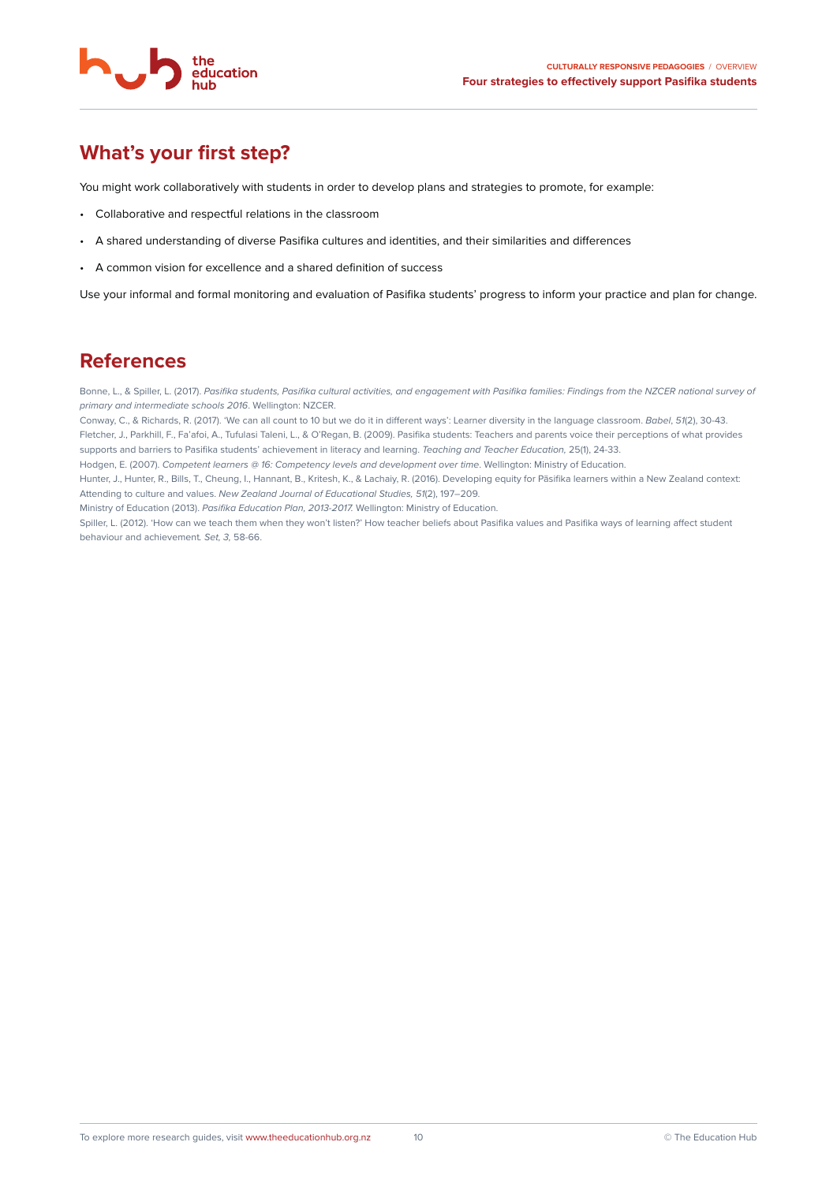## What's your first step?

You might work collaboratively with students in order to develop plans and strategies to promote, for example:

- Collaborative and respectful relations in the classroom
- A shared understanding of diverse Pasifika cultures and identities, and their similarities and differences
- A common vision for excellence and a shared definition of success

Use your informal and formal monitoring and evaluation of Pasifika students' progress to inform your practice and plan for change.

## References

Bonne, L., & Spiller, L. (2017). *Pasifika students, Pasifika cultural activities, and engagement with Pasifika families: Findings from the NZCER national survey of primary and intermediate schools 2016*. Wellington: NZCER.

Conway, C., & Richards, R. (2017). 'We can all count to 10 but we do it in different ways': Learner diversity in the language classroom. *Babel*, *51*(2), 30-43.

Fletcher, J., Parkhill, F., Fa'afoi, A., Tufulasi Taleni, L., & O'Regan, B. (2009). Pasifika students: Teachers and parents voice their perceptions of what provides supports and barriers to Pasifika students' achievement in literacy and learning. *Teaching and Teacher Education,* 25(1), 24-33.

Hodgen, E. (2007). *Competent learners @ 16: Competency levels and development over time*. Wellington: Ministry of Education.

Hunter, J., Hunter, R., Bills, T., Cheung, I., Hannant, B., Kritesh, K., & Lachaiy, R. (2016). Developing equity for Pāsifika learners within a New Zealand context: Attending to culture and values. *New Zealand Journal of Educational Studies, 51*(2), 197–209.

Ministry of Education (2013). *Pasifika Education Plan, 2013-2017.* Wellington: Ministry of Education.

Spiller, L. (2012). 'How can we teach them when they won't listen?' How teacher beliefs about Pasifika values and Pasifika ways of learning affect student behaviour and achievement. *Set, 3,* 58-66.